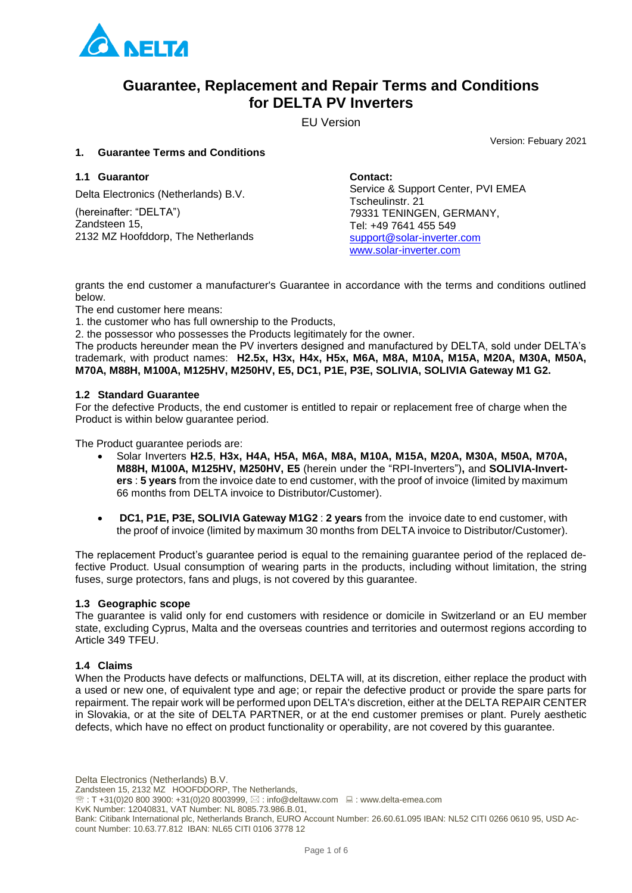# Guarantee, Replacement and Repair Terms and Conditions for DELTA PV Inverters

EU Version

Version: Febuary 2021

## 1. Guarantee Terms and Conditions

### 1.1 Guarantor

Delta Electronics (Netherlands) B.V.

(hereinafter: "DELTA")
Zandsteen 15,
2132 MZ Hoofddorp, The Netherlands

**Contact:**
Service & Support Center, PVI EMEA
Tscheulinstr. 21
79331 TENINGEN, GERMANY,
Tel: +49 7641 455 549
support@solar-inverter.com
www.solar-inverter.com

grants the end customer a manufacturer's Guarantee in accordance with the terms and conditions outlined below.

The end customer here means:

1. the customer who has full ownership to the Products,
2. the possessor who possesses the Products legitimately for the owner.

The products hereunder mean the PV inverters designed and manufactured by DELTA, sold under DELTA's trademark, with product names: **H2.5x, H3x, H4x, H5x, M6A, M8A, M10A, M15A, M20A, M30A, M50A, M70A, M88H, M100A, M125HV, M250HV, E5, DC1, P1E, P3E, SOLIVIA, SOLIVIA Gateway M1 G2.**

### 1.2 Standard Guarantee

For the defective Products, the end customer is entitled to repair or replacement free of charge when the Product is within below guarantee period.

The Product guarantee periods are:

- Solar Inverters **H2.5**, **H3x, H4A, H5A, M6A, M8A, M10A, M15A, M20A, M30A, M50A, M70A, M88H, M100A, M125HV, M250HV, E5** (herein under the "RPI-Inverters")**,** and **SOLIVIA-Inverters** : **5 years** from the invoice date to end customer, with the proof of invoice (limited by maximum 66 months from DELTA invoice to Distributor/Customer).
- **DC1, P1E, P3E, SOLIVIA Gateway M1G2** : **2 years** from the invoice date to end customer, with the proof of invoice (limited by maximum 30 months from DELTA invoice to Distributor/Customer).

The replacement Product's guarantee period is equal to the remaining guarantee period of the replaced defective Product. Usual consumption of wearing parts in the products, including without limitation, the string fuses, surge protectors, fans and plugs, is not covered by this guarantee.

### 1.3 Geographic scope

The guarantee is valid only for end customers with residence or domicile in Switzerland or an EU member state, excluding Cyprus, Malta and the overseas countries and territories and outermost regions according to Article 349 TFEU.

### 1.4 Claims

When the Products have defects or malfunctions, DELTA will, at its discretion, either replace the product with a used or new one, of equivalent type and age; or repair the defective product or provide the spare parts for repairment. The repair work will be performed upon DELTA's discretion, either at the DELTA REPAIR CENTER in Slovakia, or at the site of DELTA PARTNER, or at the end customer premises or plant. Purely aesthetic defects, which have no effect on product functionality or operability, are not covered by this guarantee.

Delta Electronics (Netherlands) B.V.
Zandsteen 15, 2132 MZ HOOFDDORP, The Netherlands,
☏ : T +31(0)20 800 3900: +31(0)20 8003999, ✉ : info@deltaww.com 🖳 : www.delta-emea.com
KvK Number: 12040831, VAT Number: NL 8085.73.986.B.01,
Bank: Citibank International plc, Netherlands Branch, EURO Account Number: 26.60.61.095 IBAN: NL52 CITI 0266 0610 95, USD Account Number: 10.63.77.812 IBAN: NL65 CITI 0106 3778 12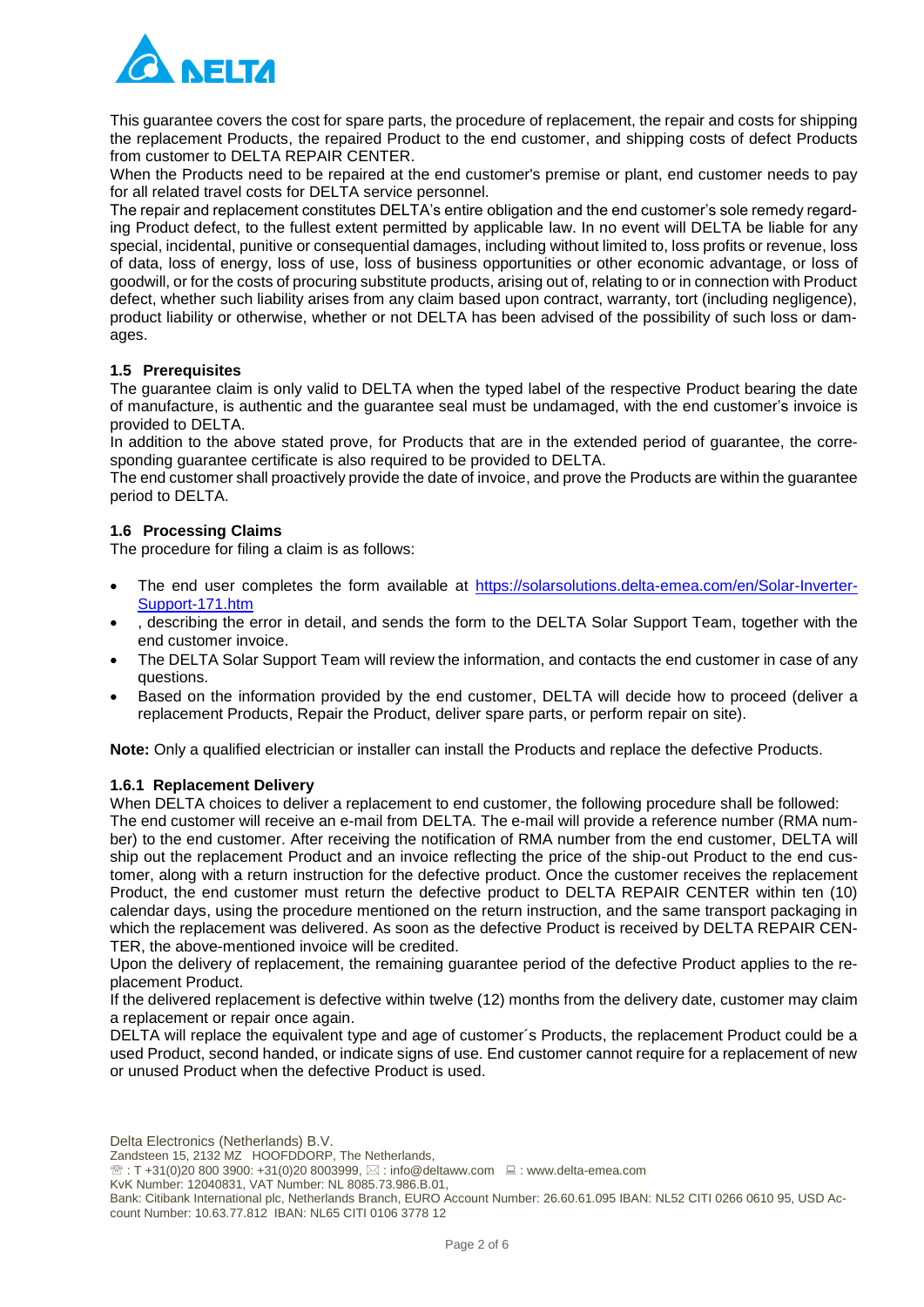This guarantee covers the cost for spare parts, the procedure of replacement, the repair and costs for shipping the replacement Products, the repaired Product to the end customer, and shipping costs of defect Products from customer to DELTA REPAIR CENTER.

When the Products need to be repaired at the end customer's premise or plant, end customer needs to pay for all related travel costs for DELTA service personnel.

The repair and replacement constitutes DELTA's entire obligation and the end customer's sole remedy regarding Product defect, to the fullest extent permitted by applicable law. In no event will DELTA be liable for any special, incidental, punitive or consequential damages, including without limited to, loss profits or revenue, loss of data, loss of energy, loss of use, loss of business opportunities or other economic advantage, or loss of goodwill, or for the costs of procuring substitute products, arising out of, relating to or in connection with Product defect, whether such liability arises from any claim based upon contract, warranty, tort (including negligence), product liability or otherwise, whether or not DELTA has been advised of the possibility of such loss or damages.

### 1.5 Prerequisites

The guarantee claim is only valid to DELTA when the typed label of the respective Product bearing the date of manufacture, is authentic and the guarantee seal must be undamaged, with the end customer's invoice is provided to DELTA.

In addition to the above stated prove, for Products that are in the extended period of guarantee, the corresponding guarantee certificate is also required to be provided to DELTA.

The end customer shall proactively provide the date of invoice, and prove the Products are within the guarantee period to DELTA.

### 1.6 Processing Claims

The procedure for filing a claim is as follows:

- The end user completes the form available at [https://solarsolutions.delta-emea.com/en/Solar-Inverter-Support-171.htm](https://solarsolutions.delta-emea.com/en/Solar-Inverter-Support-171.htm)
- , describing the error in detail, and sends the form to the DELTA Solar Support Team, together with the end customer invoice.
- The DELTA Solar Support Team will review the information, and contacts the end customer in case of any questions.
- Based on the information provided by the end customer, DELTA will decide how to proceed (deliver a replacement Products, Repair the Product, deliver spare parts, or perform repair on site).

**Note:** Only a qualified electrician or installer can install the Products and replace the defective Products.

#### 1.6.1 Replacement Delivery

When DELTA choices to deliver a replacement to end customer, the following procedure shall be followed:

The end customer will receive an e-mail from DELTA. The e-mail will provide a reference number (RMA number) to the end customer. After receiving the notification of RMA number from the end customer, DELTA will ship out the replacement Product and an invoice reflecting the price of the ship-out Product to the end customer, along with a return instruction for the defective product. Once the customer receives the replacement Product, the end customer must return the defective product to DELTA REPAIR CENTER within ten (10) calendar days, using the procedure mentioned on the return instruction, and the same transport packaging in which the replacement was delivered. As soon as the defective Product is received by DELTA REPAIR CENTER, the above-mentioned invoice will be credited.

Upon the delivery of replacement, the remaining guarantee period of the defective Product applies to the replacement Product.

If the delivered replacement is defective within twelve (12) months from the delivery date, customer may claim a replacement or repair once again.

DELTA will replace the equivalent type and age of customer´s Products, the replacement Product could be a used Product, second handed, or indicate signs of use. End customer cannot require for a replacement of new or unused Product when the defective Product is used.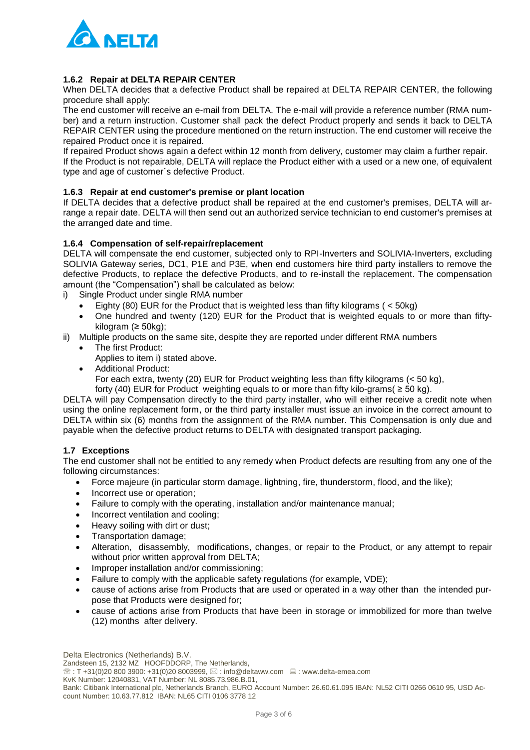### 1.6.2 Repair at DELTA REPAIR CENTER

When DELTA decides that a defective Product shall be repaired at DELTA REPAIR CENTER, the following procedure shall apply:

The end customer will receive an e-mail from DELTA. The e-mail will provide a reference number (RMA number) and a return instruction. Customer shall pack the defect Product properly and sends it back to DELTA REPAIR CENTER using the procedure mentioned on the return instruction. The end customer will receive the repaired Product once it is repaired.

If repaired Product shows again a defect within 12 month from delivery, customer may claim a further repair.

If the Product is not repairable, DELTA will replace the Product either with a used or a new one, of equivalent type and age of customer´s defective Product.

### 1.6.3 Repair at end customer's premise or plant location

If DELTA decides that a defective product shall be repaired at the end customer's premises, DELTA will arrange a repair date. DELTA will then send out an authorized service technician to end customer's premises at the arranged date and time.

### 1.6.4 Compensation of self-repair/replacement

DELTA will compensate the end customer, subjected only to RPI-Inverters and SOLIVIA-Inverters, excluding SOLIVIA Gateway series, DC1, P1E and P3E, when end customers hire third party installers to remove the defective Products, to replace the defective Products, and to re-install the replacement. The compensation amount (the "Compensation") shall be calculated as below:

i) Single Product under single RMA number
   - Eighty (80) EUR for the Product that is weighted less than fifty kilograms ( < 50kg)
   - One hundred and twenty (120) EUR for the Product that is weighted equals to or more than fifty-kilogram (≥ 50kg);

ii) Multiple products on the same site, despite they are reported under different RMA numbers
   - The first Product:
     Applies to item i) stated above.
   - Additional Product:
     For each extra, twenty (20) EUR for Product weighting less than fifty kilograms (< 50 kg),
     forty (40) EUR for Product weighting equals to or more than fifty kilo-grams( ≥ 50 kg).

DELTA will pay Compensation directly to the third party installer, who will either receive a credit note when using the online replacement form, or the third party installer must issue an invoice in the correct amount to DELTA within six (6) months from the assignment of the RMA number. This Compensation is only due and payable when the defective product returns to DELTA with designated transport packaging.

## 1.7 Exceptions

The end customer shall not be entitled to any remedy when Product defects are resulting from any one of the following circumstances:

- Force majeure (in particular storm damage, lightning, fire, thunderstorm, flood, and the like);
- Incorrect use or operation;
- Failure to comply with the operating, installation and/or maintenance manual;
- Incorrect ventilation and cooling;
- Heavy soiling with dirt or dust;
- Transportation damage;
- Alteration, disassembly, modifications, changes, or repair to the Product, or any attempt to repair without prior written approval from DELTA;
- Improper installation and/or commissioning;
- Failure to comply with the applicable safety regulations (for example, VDE);
- cause of actions arise from Products that are used or operated in a way other than the intended purpose that Products were designed for;
- cause of actions arise from Products that have been in storage or immobilized for more than twelve (12) months after delivery.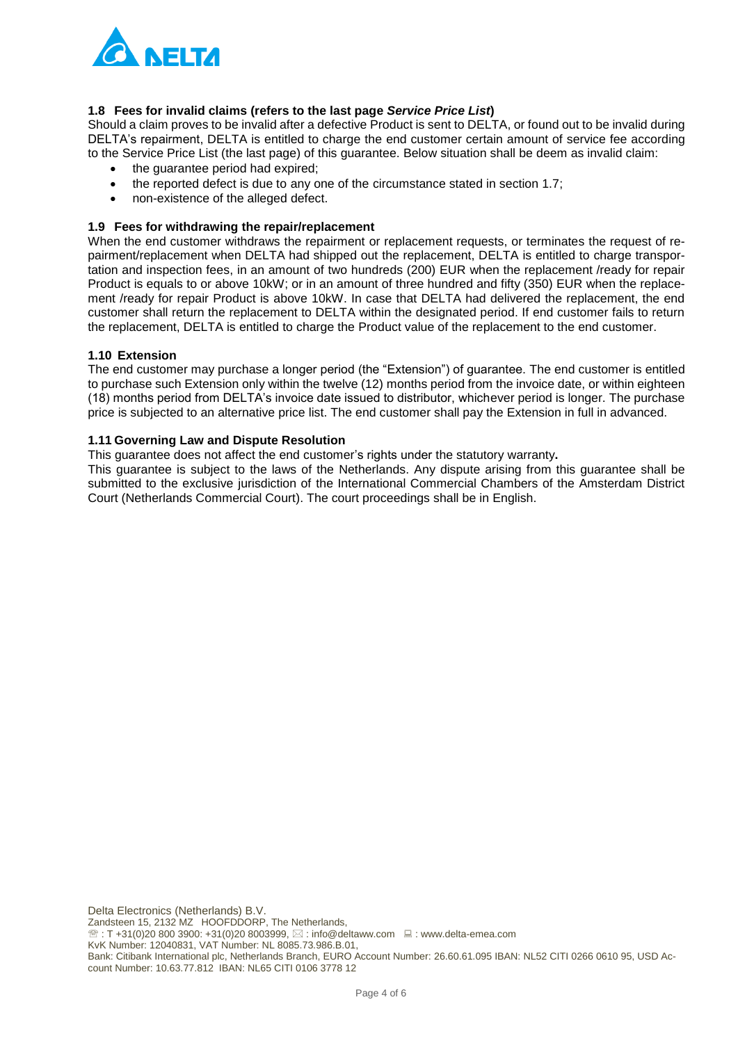### 1.8 Fees for invalid claims (refers to the last page *Service Price List*)

Should a claim proves to be invalid after a defective Product is sent to DELTA, or found out to be invalid during DELTA's repairment, DELTA is entitled to charge the end customer certain amount of service fee according to the Service Price List (the last page) of this guarantee. Below situation shall be deem as invalid claim:

- the guarantee period had expired;
- the reported defect is due to any one of the circumstance stated in section 1.7;
- non-existence of the alleged defect.

### 1.9 Fees for withdrawing the repair/replacement

When the end customer withdraws the repairment or replacement requests, or terminates the request of repairment/replacement when DELTA had shipped out the replacement, DELTA is entitled to charge transportation and inspection fees, in an amount of two hundreds (200) EUR when the replacement /ready for repair Product is equals to or above 10kW; or in an amount of three hundred and fifty (350) EUR when the replacement /ready for repair Product is above 10kW. In case that DELTA had delivered the replacement, the end customer shall return the replacement to DELTA within the designated period. If end customer fails to return the replacement, DELTA is entitled to charge the Product value of the replacement to the end customer.

### 1.10 Extension

The end customer may purchase a longer period (the "Extension") of guarantee. The end customer is entitled to purchase such Extension only within the twelve (12) months period from the invoice date, or within eighteen (18) months period from DELTA's invoice date issued to distributor, whichever period is longer. The purchase price is subjected to an alternative price list. The end customer shall pay the Extension in full in advanced.

### 1.11 Governing Law and Dispute Resolution

This guarantee does not affect the end customer's rights under the statutory warranty**.**

This guarantee is subject to the laws of the Netherlands. Any dispute arising from this guarantee shall be submitted to the exclusive jurisdiction of the International Commercial Chambers of the Amsterdam District Court (Netherlands Commercial Court). The court proceedings shall be in English.

Delta Electronics (Netherlands) B.V.
Zandsteen 15, 2132 MZ HOOFDDORP, The Netherlands,
☏ : T +31(0)20 800 3900: +31(0)20 8003999, ✉ : info@deltaww.com 💻 : www.delta-emea.com
KvK Number: 12040831, VAT Number: NL 8085.73.986.B.01,
Bank: Citibank International plc, Netherlands Branch, EURO Account Number: 26.60.61.095 IBAN: NL52 CITI 0266 0610 95, USD Account Number: 10.63.77.812 IBAN: NL65 CITI 0106 3778 12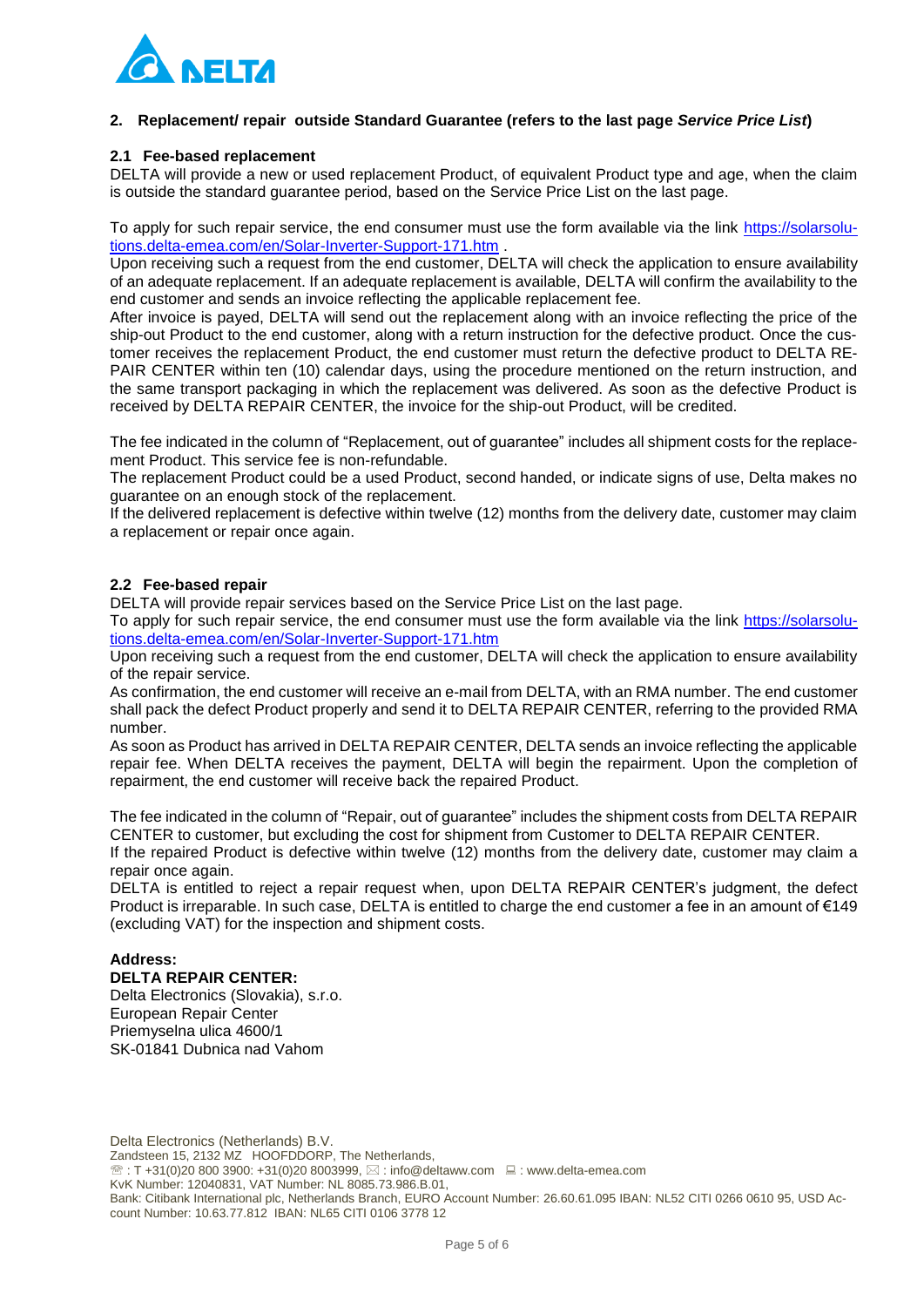## 2. Replacement/ repair outside Standard Guarantee (refers to the last page *Service Price List*)

### 2.1 Fee-based replacement

DELTA will provide a new or used replacement Product, of equivalent Product type and age, when the claim is outside the standard guarantee period, based on the Service Price List on the last page.

To apply for such repair service, the end consumer must use the form available via the link [https://solarsolutions.delta-emea.com/en/Solar-Inverter-Support-171.htm](https://solarsolutions.delta-emea.com/en/Solar-Inverter-Support-171.htm) .

Upon receiving such a request from the end customer, DELTA will check the application to ensure availability of an adequate replacement. If an adequate replacement is available, DELTA will confirm the availability to the end customer and sends an invoice reflecting the applicable replacement fee.

After invoice is payed, DELTA will send out the replacement along with an invoice reflecting the price of the ship-out Product to the end customer, along with a return instruction for the defective product. Once the customer receives the replacement Product, the end customer must return the defective product to DELTA REPAIR CENTER within ten (10) calendar days, using the procedure mentioned on the return instruction, and the same transport packaging in which the replacement was delivered. As soon as the defective Product is received by DELTA REPAIR CENTER, the invoice for the ship-out Product, will be credited.

The fee indicated in the column of "Replacement, out of guarantee" includes all shipment costs for the replacement Product. This service fee is non-refundable.

The replacement Product could be a used Product, second handed, or indicate signs of use, Delta makes no guarantee on an enough stock of the replacement.

If the delivered replacement is defective within twelve (12) months from the delivery date, customer may claim a replacement or repair once again.

### 2.2 Fee-based repair

DELTA will provide repair services based on the Service Price List on the last page.

To apply for such repair service, the end consumer must use the form available via the link [https://solarsolutions.delta-emea.com/en/Solar-Inverter-Support-171.htm](https://solarsolutions.delta-emea.com/en/Solar-Inverter-Support-171.htm)

Upon receiving such a request from the end customer, DELTA will check the application to ensure availability of the repair service.

As confirmation, the end customer will receive an e-mail from DELTA, with an RMA number. The end customer shall pack the defect Product properly and send it to DELTA REPAIR CENTER, referring to the provided RMA number.

As soon as Product has arrived in DELTA REPAIR CENTER, DELTA sends an invoice reflecting the applicable repair fee. When DELTA receives the payment, DELTA will begin the repairment. Upon the completion of repairment, the end customer will receive back the repaired Product.

The fee indicated in the column of "Repair, out of guarantee" includes the shipment costs from DELTA REPAIR CENTER to customer, but excluding the cost for shipment from Customer to DELTA REPAIR CENTER.

If the repaired Product is defective within twelve (12) months from the delivery date, customer may claim a repair once again.

DELTA is entitled to reject a repair request when, upon DELTA REPAIR CENTER's judgment, the defect Product is irreparable. In such case, DELTA is entitled to charge the end customer a fee in an amount of €149 (excluding VAT) for the inspection and shipment costs.

**Address:**
**DELTA REPAIR CENTER:**
Delta Electronics (Slovakia), s.r.o.
European Repair Center
Priemyselna ulica 4600/1
SK-01841 Dubnica nad Vahom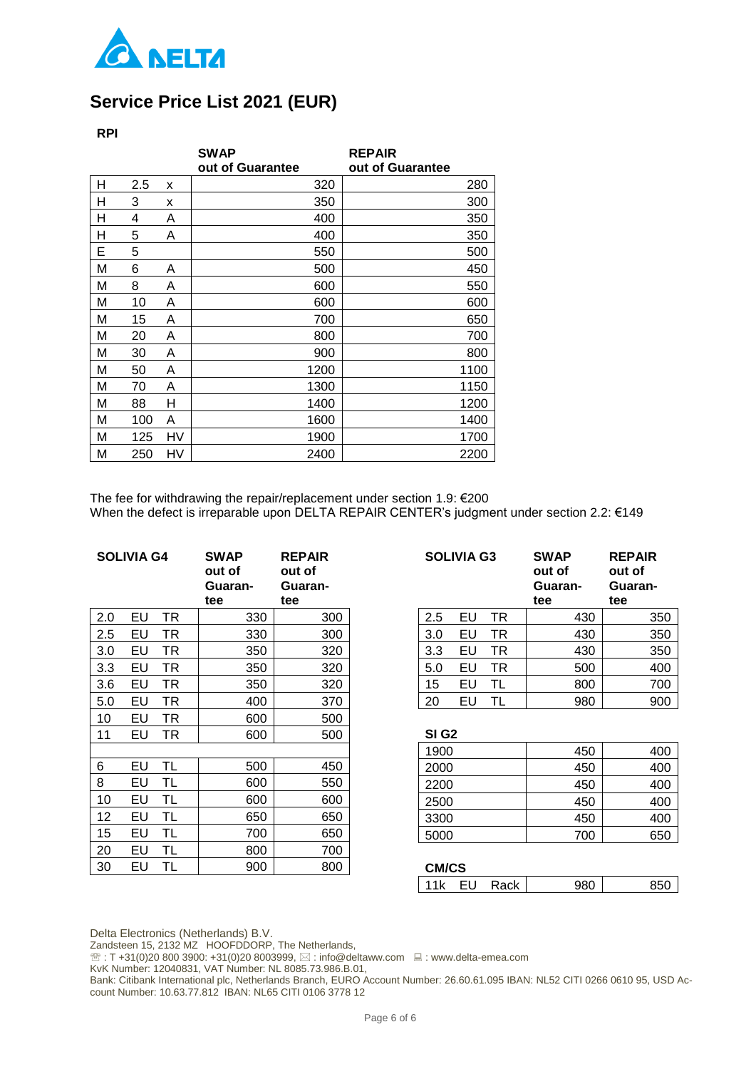# Service Price List 2021 (EUR)

**RPI**

| | | | SWAP out of Guarantee | REPAIR out of Guarantee |
|---|---|---|---|---|
| H | 2.5 | x | 320 | 280 |
| H | 3 | x | 350 | 300 |
| H | 4 | A | 400 | 350 |
| H | 5 | A | 400 | 350 |
| E | 5 | | 550 | 500 |
| M | 6 | A | 500 | 450 |
| M | 8 | A | 600 | 550 |
| M | 10 | A | 600 | 600 |
| M | 15 | A | 700 | 650 |
| M | 20 | A | 800 | 700 |
| M | 30 | A | 900 | 800 |
| M | 50 | A | 1200 | 1100 |
| M | 70 | A | 1300 | 1150 |
| M | 88 | H | 1400 | 1200 |
| M | 100 | A | 1600 | 1400 |
| M | 125 | HV | 1900 | 1700 |
| M | 250 | HV | 2400 | 2200 |

The fee for withdrawing the repair/replacement under section 1.9: €200
When the defect is irreparable upon DELTA REPAIR CENTER's judgment under section 2.2: €149

**SOLIVIA G4**

| | | | SWAP out of Guarantee | REPAIR out of Guarantee |
|---|---|---|---|---|
| 2.0 | EU | TR | 330 | 300 |
| 2.5 | EU | TR | 330 | 300 |
| 3.0 | EU | TR | 350 | 320 |
| 3.3 | EU | TR | 350 | 320 |
| 3.6 | EU | TR | 350 | 320 |
| 5.0 | EU | TR | 400 | 370 |
| 10 | EU | TR | 600 | 500 |
| 11 | EU | TR | 600 | 500 |
| | | | | |
| 6 | EU | TL | 500 | 450 |
| 8 | EU | TL | 600 | 550 |
| 10 | EU | TL | 600 | 600 |
| 12 | EU | TL | 650 | 650 |
| 15 | EU | TL | 700 | 650 |
| 20 | EU | TL | 800 | 700 |
| 30 | EU | TL | 900 | 800 |

**SOLIVIA G3**

| | | | SWAP out of Guarantee | REPAIR out of Guarantee |
|---|---|---|---|---|
| 2.5 | EU | TR | 430 | 350 |
| 3.0 | EU | TR | 430 | 350 |
| 3.3 | EU | TR | 430 | 350 |
| 5.0 | EU | TR | 500 | 400 |
| 15 | EU | TL | 800 | 700 |
| 20 | EU | TL | 980 | 900 |

**SI G2**

| | | |
|---|---|---|
| 1900 | 450 | 400 |
| 2000 | 450 | 400 |
| 2200 | 450 | 400 |
| 2500 | 450 | 400 |
| 3300 | 450 | 400 |
| 5000 | 700 | 650 |

**CM/CS**

| | | | | |
|---|---|---|---|---|
| 11k | EU | Rack | 980 | 850 |

Delta Electronics (Netherlands) B.V.
Zandsteen 15, 2132 MZ HOOFDDORP, The Netherlands,
☏ : T +31(0)20 800 3900: +31(0)20 8003999, ✉ : info@deltaww.com 🖳 : www.delta-emea.com
KvK Number: 12040831, VAT Number: NL 8085.73.986.B.01,
Bank: Citibank International plc, Netherlands Branch, EURO Account Number: 26.60.61.095 IBAN: NL52 CITI 0266 0610 95, USD Account Number: 10.63.77.812 IBAN: NL65 CITI 0106 3778 12